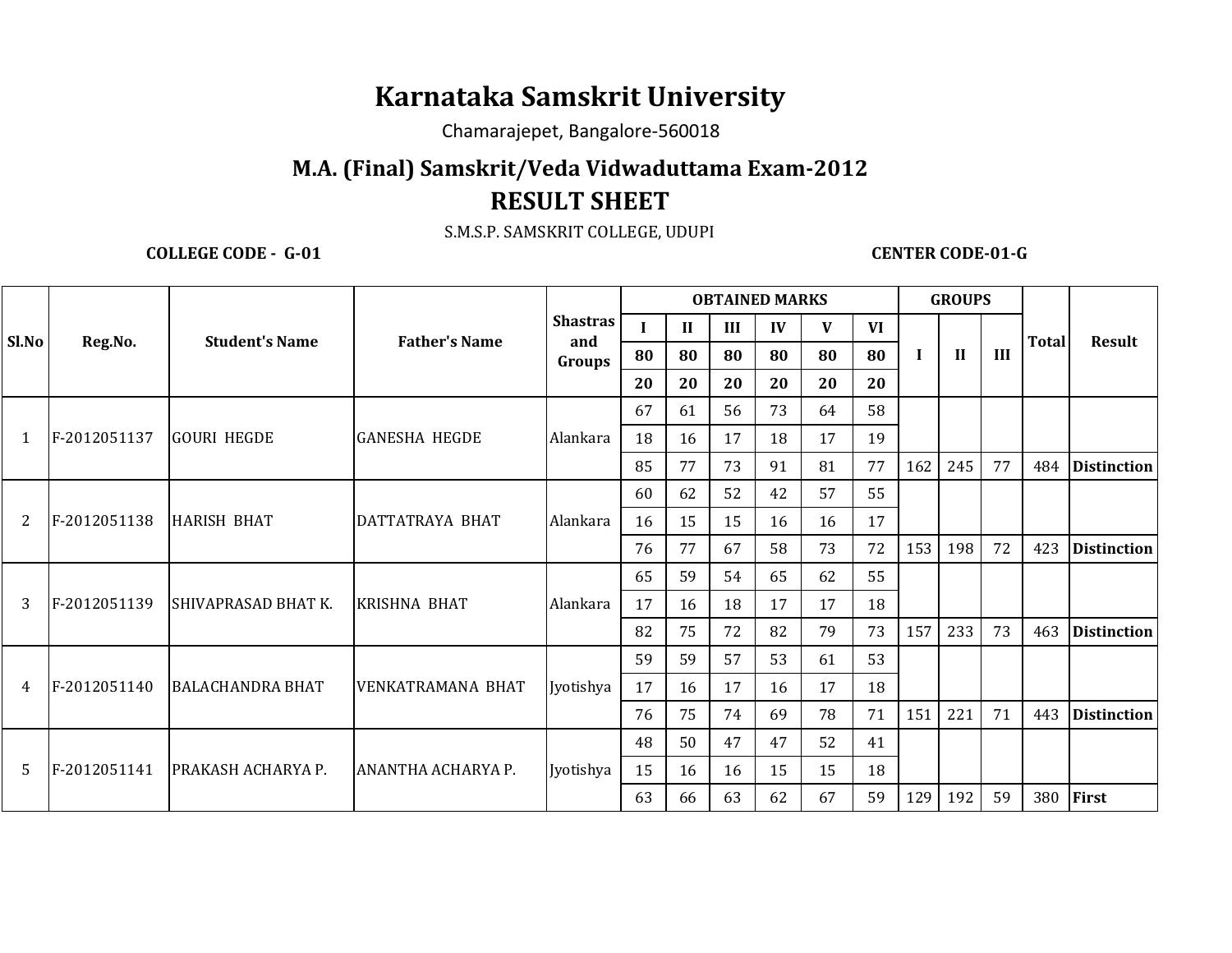# Karnataka Samskrit University

Chamarajepet, Bangalore-560018

## M.A. (Final) Samskrit/Veda Vidwaduttama Exam-2012

## RESULT SHEET

S.M.S.P. SAMSKRIT COLLEGE, UDUPI

**COLLEGE CODE - G-01** **CENTER CODE-01-G**

| Sl.No | Reg.No. | Student's Name | Father's Name | Shastras and Groups | OBTAINED MARKS | | | | | | GROUPS | | | Total | Result |
|---|---|---|---|---|---|---|---|---|---|---|---|---|---|---|---|
| | | | | | I | II | III | IV | V | VI | I | II | III | | |
| | | | | | 80 | 80 | 80 | 80 | 80 | 80 | | | | | |
| | | | | | 20 | 20 | 20 | 20 | 20 | 20 | | | | | |
| 1 | F-2012051137 | GOURI HEGDE | GANESHA HEGDE | Alankara | 67 | 61 | 56 | 73 | 64 | 58 | | | | | |
| | | | | | 18 | 16 | 17 | 18 | 17 | 19 | | | | | |
| | | | | | 85 | 77 | 73 | 91 | 81 | 77 | 162 | 245 | 77 | 484 | **Distinction** |
| 2 | F-2012051138 | HARISH BHAT | DATTATRAYA BHAT | Alankara | 60 | 62 | 52 | 42 | 57 | 55 | | | | | |
| | | | | | 16 | 15 | 15 | 16 | 16 | 17 | | | | | |
| | | | | | 76 | 77 | 67 | 58 | 73 | 72 | 153 | 198 | 72 | 423 | **Distinction** |
| 3 | F-2012051139 | SHIVAPRASAD BHAT K. | KRISHNA BHAT | Alankara | 65 | 59 | 54 | 65 | 62 | 55 | | | | | |
| | | | | | 17 | 16 | 18 | 17 | 17 | 18 | | | | | |
| | | | | | 82 | 75 | 72 | 82 | 79 | 73 | 157 | 233 | 73 | 463 | **Distinction** |
| 4 | F-2012051140 | BALACHANDRA BHAT | VENKATRAMANA BHAT | Jyotishya | 59 | 59 | 57 | 53 | 61 | 53 | | | | | |
| | | | | | 17 | 16 | 17 | 16 | 17 | 18 | | | | | |
| | | | | | 76 | 75 | 74 | 69 | 78 | 71 | 151 | 221 | 71 | 443 | **Distinction** |
| 5 | F-2012051141 | PRAKASH ACHARYA P. | ANANTHA ACHARYA P. | Jyotishya | 48 | 50 | 47 | 47 | 52 | 41 | | | | | |
| | | | | | 15 | 16 | 16 | 15 | 15 | 18 | | | | | |
| | | | | | 63 | 66 | 63 | 62 | 67 | 59 | 129 | 192 | 59 | 380 | **First** |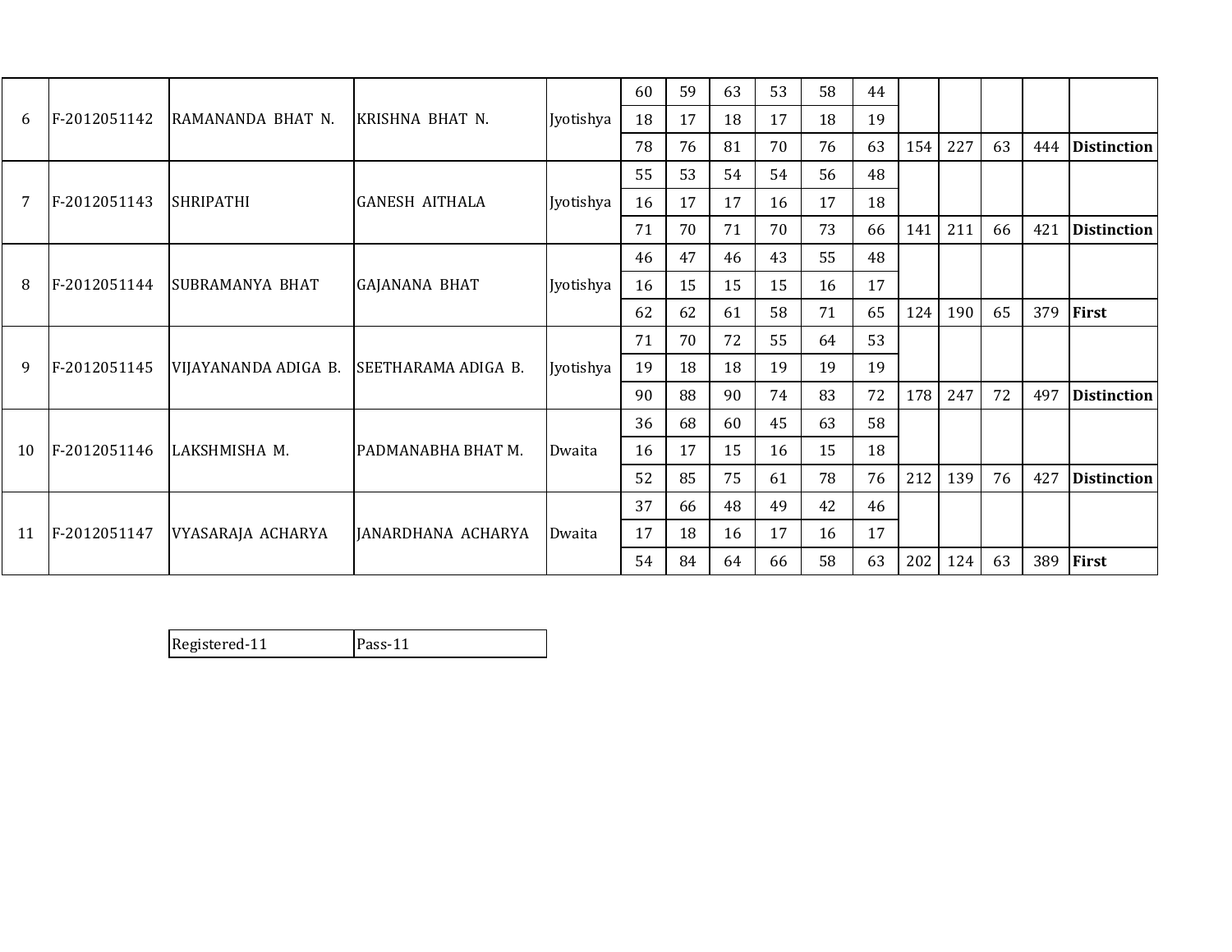| | | | | | | | | | | | | | | | |
|---|---|---|---|---|---|---|---|---|---|---|---|---|---|---|---|
| 6 | F-2012051142 | RAMANANDA BHAT N. | KRISHNA BHAT N. | Jyotishya | 60 | 59 | 63 | 53 | 58 | 44 | | | | | |
| | | | | | 18 | 17 | 18 | 17 | 18 | 19 | | | | | |
| | | | | | 78 | 76 | 81 | 70 | 76 | 63 | 154 | 227 | 63 | 444 | **Distinction** |
| 7 | F-2012051143 | SHRIPATHI | GANESH AITHALA | Jyotishya | 55 | 53 | 54 | 54 | 56 | 48 | | | | | |
| | | | | | 16 | 17 | 17 | 16 | 17 | 18 | | | | | |
| | | | | | 71 | 70 | 71 | 70 | 73 | 66 | 141 | 211 | 66 | 421 | **Distinction** |
| 8 | F-2012051144 | SUBRAMANYA BHAT | GAJANANA BHAT | Jyotishya | 46 | 47 | 46 | 43 | 55 | 48 | | | | | |
| | | | | | 16 | 15 | 15 | 15 | 16 | 17 | | | | | |
| | | | | | 62 | 62 | 61 | 58 | 71 | 65 | 124 | 190 | 65 | 379 | **First** |
| 9 | F-2012051145 | VIJAYANANDA ADIGA B. | SEETHARAMA ADIGA B. | Jyotishya | 71 | 70 | 72 | 55 | 64 | 53 | | | | | |
| | | | | | 19 | 18 | 18 | 19 | 19 | 19 | | | | | |
| | | | | | 90 | 88 | 90 | 74 | 83 | 72 | 178 | 247 | 72 | 497 | **Distinction** |
| 10 | F-2012051146 | LAKSHMISHA M. | PADMANABHA BHAT M. | Dwaita | 36 | 68 | 60 | 45 | 63 | 58 | | | | | |
| | | | | | 16 | 17 | 15 | 16 | 15 | 18 | | | | | |
| | | | | | 52 | 85 | 75 | 61 | 78 | 76 | 212 | 139 | 76 | 427 | **Distinction** |
| 11 | F-2012051147 | VYASARAJA ACHARYA | JANARDHANA ACHARYA | Dwaita | 37 | 66 | 48 | 49 | 42 | 46 | | | | | |
| | | | | | 17 | 18 | 16 | 17 | 16 | 17 | | | | | |
| | | | | | 54 | 84 | 64 | 66 | 58 | 63 | 202 | 124 | 63 | 389 | **First** |

| | |
|---|---|
| Registered-11 | Pass-11 |